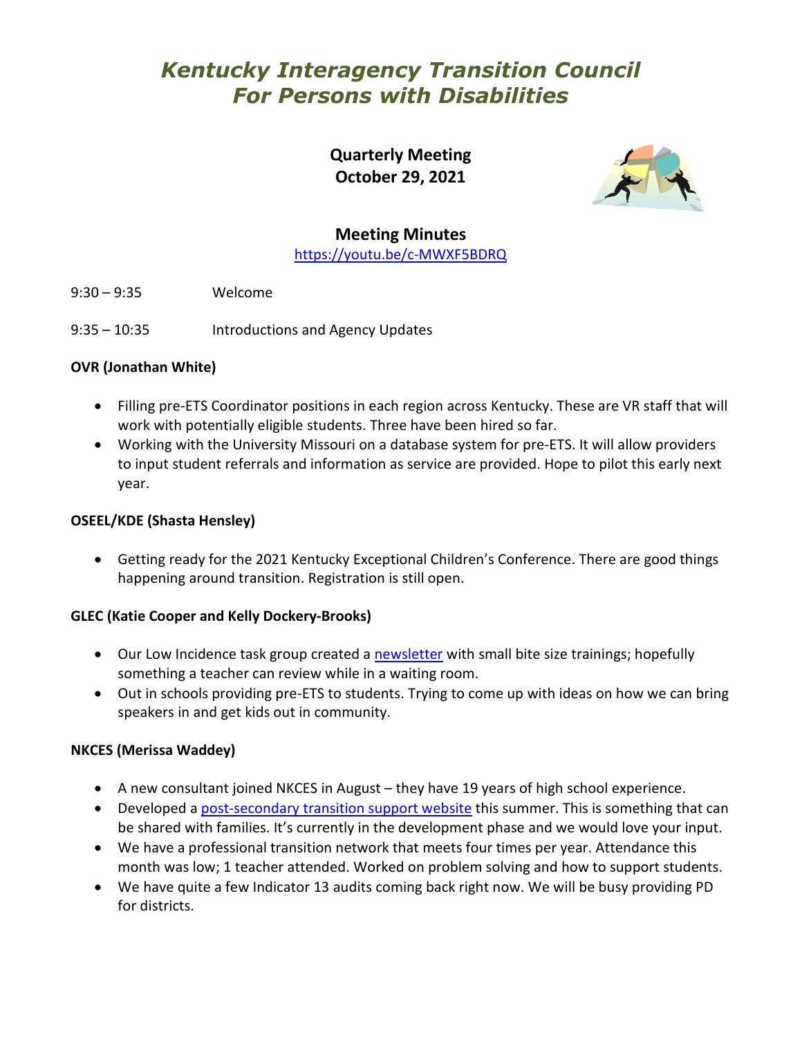# *Kentucky Interagency Transition Council For Persons with Disabilities*

**Quarterly Meeting**
**October 29, 2021**

## Meeting Minutes

https://youtu.be/c-MWXF5BDRQ

9:30 – 9:35 Welcome

9:35 – 10:35 Introductions and Agency Updates

**OVR (Jonathan White)**

- Filling pre-ETS Coordinator positions in each region across Kentucky. These are VR staff that will work with potentially eligible students. Three have been hired so far.
- Working with the University Missouri on a database system for pre-ETS. It will allow providers to input student referrals and information as service are provided. Hope to pilot this early next year.

**OSEEL/KDE (Shasta Hensley)**

- Getting ready for the 2021 Kentucky Exceptional Children's Conference. There are good things happening around transition. Registration is still open.

**GLEC (Katie Cooper and Kelly Dockery-Brooks)**

- Our Low Incidence task group created a newsletter with small bite size trainings; hopefully something a teacher can review while in a waiting room.
- Out in schools providing pre-ETS to students. Trying to come up with ideas on how we can bring speakers in and get kids out in community.

**NKCES (Merissa Waddey)**

- A new consultant joined NKCES in August – they have 19 years of high school experience.
- Developed a post-secondary transition support website this summer. This is something that can be shared with families. It's currently in the development phase and we would love your input.
- We have a professional transition network that meets four times per year. Attendance this month was low; 1 teacher attended. Worked on problem solving and how to support students.
- We have quite a few Indicator 13 audits coming back right now. We will be busy providing PD for districts.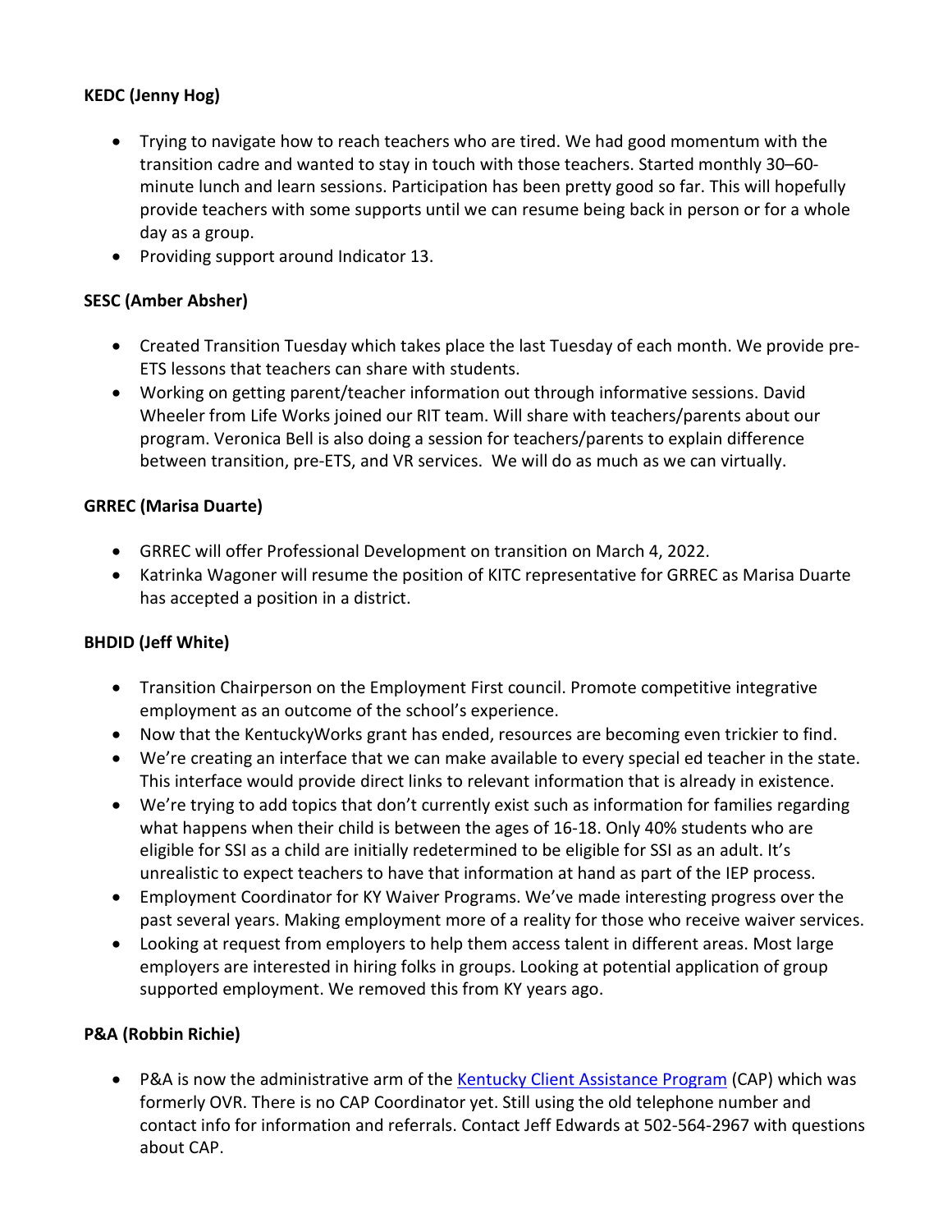**KEDC (Jenny Hog)**

- Trying to navigate how to reach teachers who are tired. We had good momentum with the transition cadre and wanted to stay in touch with those teachers. Started monthly 30–60-minute lunch and learn sessions. Participation has been pretty good so far. This will hopefully provide teachers with some supports until we can resume being back in person or for a whole day as a group.
- Providing support around Indicator 13.

**SESC (Amber Absher)**

- Created Transition Tuesday which takes place the last Tuesday of each month. We provide pre-ETS lessons that teachers can share with students.
- Working on getting parent/teacher information out through informative sessions. David Wheeler from Life Works joined our RIT team. Will share with teachers/parents about our program. Veronica Bell is also doing a session for teachers/parents to explain difference between transition, pre-ETS, and VR services. We will do as much as we can virtually.

**GRREC (Marisa Duarte)**

- GRREC will offer Professional Development on transition on March 4, 2022.
- Katrinka Wagoner will resume the position of KITC representative for GRREC as Marisa Duarte has accepted a position in a district.

**BHDID (Jeff White)**

- Transition Chairperson on the Employment First council. Promote competitive integrative employment as an outcome of the school's experience.
- Now that the KentuckyWorks grant has ended, resources are becoming even trickier to find.
- We're creating an interface that we can make available to every special ed teacher in the state. This interface would provide direct links to relevant information that is already in existence.
- We're trying to add topics that don't currently exist such as information for families regarding what happens when their child is between the ages of 16-18. Only 40% students who are eligible for SSI as a child are initially redetermined to be eligible for SSI as an adult. It's unrealistic to expect teachers to have that information at hand as part of the IEP process.
- Employment Coordinator for KY Waiver Programs. We've made interesting progress over the past several years. Making employment more of a reality for those who receive waiver services.
- Looking at request from employers to help them access talent in different areas. Most large employers are interested in hiring folks in groups. Looking at potential application of group supported employment. We removed this from KY years ago.

**P&A (Robbin Richie)**

- P&A is now the administrative arm of the Kentucky Client Assistance Program (CAP) which was formerly OVR. There is no CAP Coordinator yet. Still using the old telephone number and contact info for information and referrals. Contact Jeff Edwards at 502-564-2967 with questions about CAP.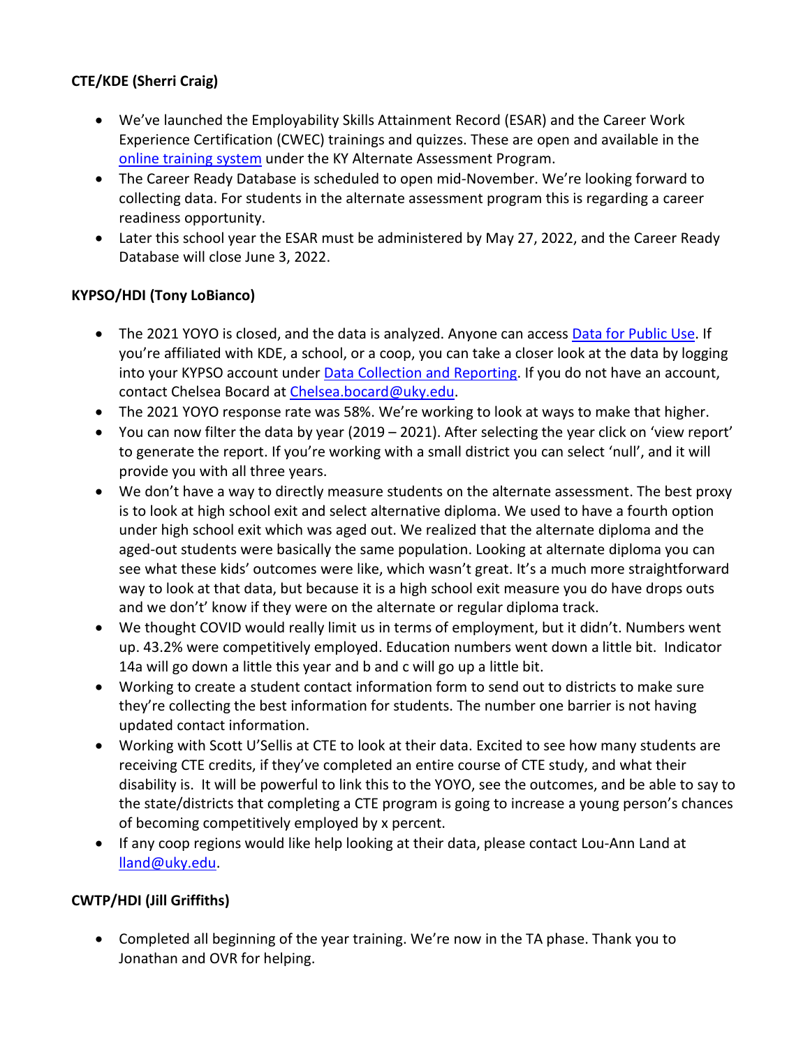**CTE/KDE (Sherri Craig)**

- We've launched the Employability Skills Attainment Record (ESAR) and the Career Work Experience Certification (CWEC) trainings and quizzes. These are open and available in the online training system under the KY Alternate Assessment Program.
- The Career Ready Database is scheduled to open mid-November. We're looking forward to collecting data. For students in the alternate assessment program this is regarding a career readiness opportunity.
- Later this school year the ESAR must be administered by May 27, 2022, and the Career Ready Database will close June 3, 2022.

**KYPSO/HDI (Tony LoBianco)**

- The 2021 YOYO is closed, and the data is analyzed. Anyone can access Data for Public Use. If you're affiliated with KDE, a school, or a coop, you can take a closer look at the data by logging into your KYPSO account under Data Collection and Reporting. If you do not have an account, contact Chelsea Bocard at Chelsea.bocard@uky.edu.
- The 2021 YOYO response rate was 58%. We're working to look at ways to make that higher.
- You can now filter the data by year (2019 – 2021). After selecting the year click on 'view report' to generate the report. If you're working with a small district you can select 'null', and it will provide you with all three years.
- We don't have a way to directly measure students on the alternate assessment. The best proxy is to look at high school exit and select alternative diploma. We used to have a fourth option under high school exit which was aged out. We realized that the alternate diploma and the aged-out students were basically the same population. Looking at alternate diploma you can see what these kids' outcomes were like, which wasn't great. It's a much more straightforward way to look at that data, but because it is a high school exit measure you do have drops outs and we don't' know if they were on the alternate or regular diploma track.
- We thought COVID would really limit us in terms of employment, but it didn't. Numbers went up. 43.2% were competitively employed. Education numbers went down a little bit. Indicator 14a will go down a little this year and b and c will go up a little bit.
- Working to create a student contact information form to send out to districts to make sure they're collecting the best information for students. The number one barrier is not having updated contact information.
- Working with Scott U'Sellis at CTE to look at their data. Excited to see how many students are receiving CTE credits, if they've completed an entire course of CTE study, and what their disability is. It will be powerful to link this to the YOYO, see the outcomes, and be able to say to the state/districts that completing a CTE program is going to increase a young person's chances of becoming competitively employed by x percent.
- If any coop regions would like help looking at their data, please contact Lou-Ann Land at lland@uky.edu.

**CWTP/HDI (Jill Griffiths)**

- Completed all beginning of the year training. We're now in the TA phase. Thank you to Jonathan and OVR for helping.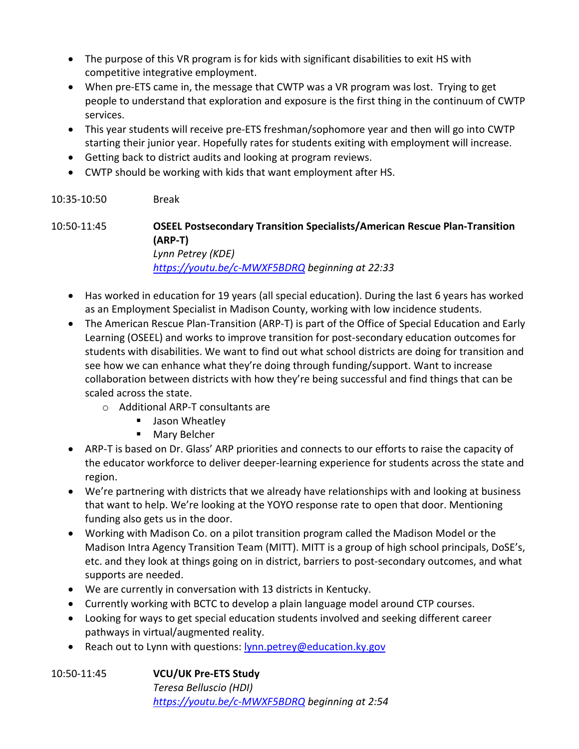- The purpose of this VR program is for kids with significant disabilities to exit HS with competitive integrative employment.
- When pre-ETS came in, the message that CWTP was a VR program was lost. Trying to get people to understand that exploration and exposure is the first thing in the continuum of CWTP services.
- This year students will receive pre-ETS freshman/sophomore year and then will go into CWTP starting their junior year. Hopefully rates for students exiting with employment will increase.
- Getting back to district audits and looking at program reviews.
- CWTP should be working with kids that want employment after HS.

10:35-10:50 Break

10:50-11:45 **OSEEL Postsecondary Transition Specialists/American Rescue Plan-Transition (ARP-T)**
*Lynn Petrey (KDE)*
*[https://youtu.be/c-MWXF5BDRQ](https://youtu.be/c-MWXF5BDRQ) beginning at 22:33*

- Has worked in education for 19 years (all special education). During the last 6 years has worked as an Employment Specialist in Madison County, working with low incidence students.
- The American Rescue Plan-Transition (ARP-T) is part of the Office of Special Education and Early Learning (OSEEL) and works to improve transition for post-secondary education outcomes for students with disabilities. We want to find out what school districts are doing for transition and see how we can enhance what they're doing through funding/support. Want to increase collaboration between districts with how they're being successful and find things that can be scaled across the state.
  - Additional ARP-T consultants are
    - Jason Wheatley
    - Mary Belcher
- ARP-T is based on Dr. Glass' ARP priorities and connects to our efforts to raise the capacity of the educator workforce to deliver deeper-learning experience for students across the state and region.
- We're partnering with districts that we already have relationships with and looking at business that want to help. We're looking at the YOYO response rate to open that door. Mentioning funding also gets us in the door.
- Working with Madison Co. on a pilot transition program called the Madison Model or the Madison Intra Agency Transition Team (MITT). MITT is a group of high school principals, DoSE's, etc. and they look at things going on in district, barriers to post-secondary outcomes, and what supports are needed.
- We are currently in conversation with 13 districts in Kentucky.
- Currently working with BCTC to develop a plain language model around CTP courses.
- Looking for ways to get special education students involved and seeking different career pathways in virtual/augmented reality.
- Reach out to Lynn with questions: [lynn.petrey@education.ky.gov](mailto:lynn.petrey@education.ky.gov)

10:50-11:45 **VCU/UK Pre-ETS Study**
*Teresa Belluscio (HDI)*
*[https://youtu.be/c-MWXF5BDRQ](https://youtu.be/c-MWXF5BDRQ) beginning at 2:54*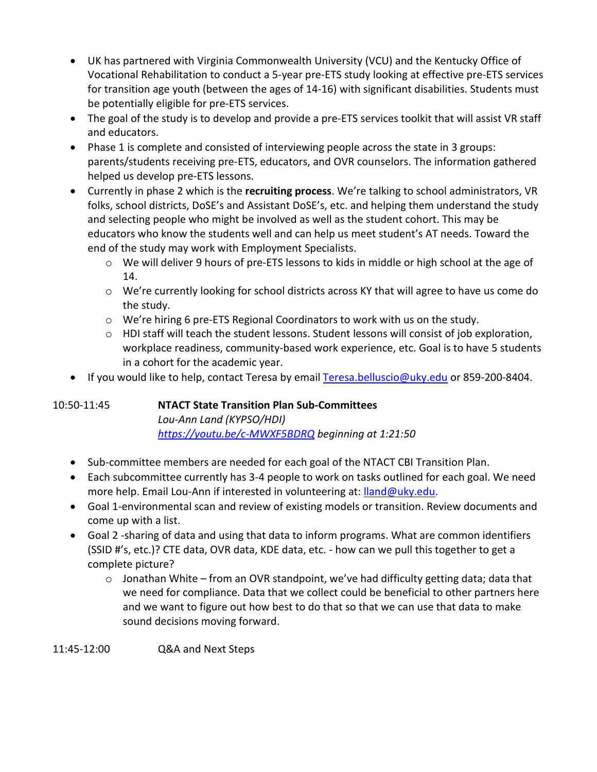- UK has partnered with Virginia Commonwealth University (VCU) and the Kentucky Office of Vocational Rehabilitation to conduct a 5-year pre-ETS study looking at effective pre-ETS services for transition age youth (between the ages of 14-16) with significant disabilities. Students must be potentially eligible for pre-ETS services.
- The goal of the study is to develop and provide a pre-ETS services toolkit that will assist VR staff and educators.
- Phase 1 is complete and consisted of interviewing people across the state in 3 groups: parents/students receiving pre-ETS, educators, and OVR counselors. The information gathered helped us develop pre-ETS lessons.
- Currently in phase 2 which is the **recruiting process**. We're talking to school administrators, VR folks, school districts, DoSE's and Assistant DoSE's, etc. and helping them understand the study and selecting people who might be involved as well as the student cohort. This may be educators who know the students well and can help us meet student's AT needs. Toward the end of the study may work with Employment Specialists.
    - We will deliver 9 hours of pre-ETS lessons to kids in middle or high school at the age of 14.
    - We're currently looking for school districts across KY that will agree to have us come do the study.
    - We're hiring 6 pre-ETS Regional Coordinators to work with us on the study.
    - HDI staff will teach the student lessons. Student lessons will consist of job exploration, workplace readiness, community-based work experience, etc. Goal is to have 5 students in a cohort for the academic year.
- If you would like to help, contact Teresa by email [Teresa.belluscio@uky.edu](mailto:Teresa.belluscio@uky.edu) or 859-200-8404.

10:50-11:45 **NTACT State Transition Plan Sub-Committees**
*Lou-Ann Land (KYPSO/HDI)*
*[https://youtu.be/c-MWXF5BDRQ](https://youtu.be/c-MWXF5BDRQ) beginning at 1:21:50*

- Sub-committee members are needed for each goal of the NTACT CBI Transition Plan.
- Each subcommittee currently has 3-4 people to work on tasks outlined for each goal. We need more help. Email Lou-Ann if interested in volunteering at: [lland@uky.edu](mailto:lland@uky.edu).
- Goal 1-environmental scan and review of existing models or transition. Review documents and come up with a list.
- Goal 2 -sharing of data and using that data to inform programs. What are common identifiers (SSID #'s, etc.)? CTE data, OVR data, KDE data, etc. - how can we pull this together to get a complete picture?
    - Jonathan White – from an OVR standpoint, we've had difficulty getting data; data that we need for compliance. Data that we collect could be beneficial to other partners here and we want to figure out how best to do that so that we can use that data to make sound decisions moving forward.

11:45-12:00 Q&A and Next Steps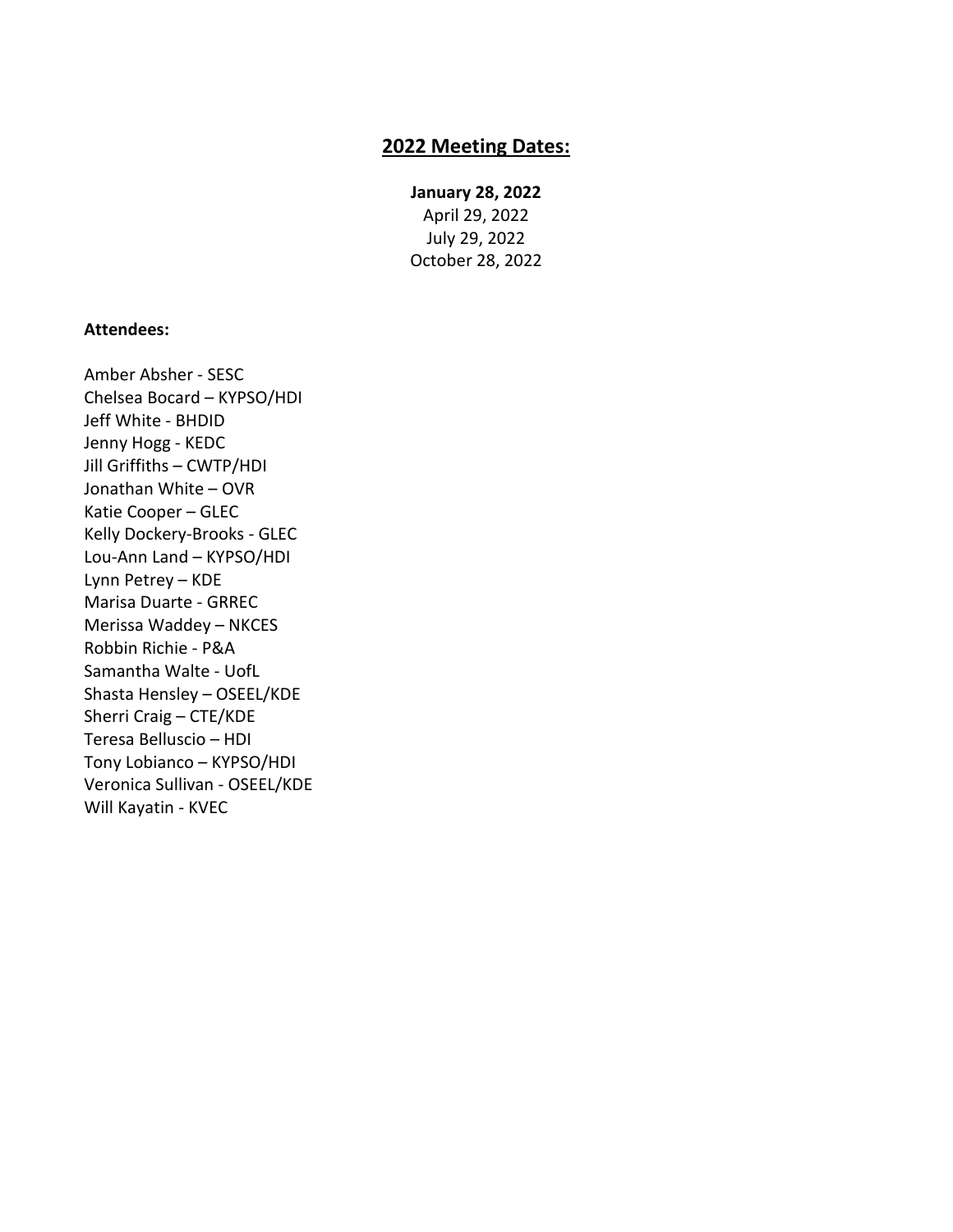## 2022 Meeting Dates:

**January 28, 2022**
April 29, 2022
July 29, 2022
October 28, 2022

**Attendees:**

Amber Absher - SESC
Chelsea Bocard – KYPSO/HDI
Jeff White - BHDID
Jenny Hogg - KEDC
Jill Griffiths – CWTP/HDI
Jonathan White – OVR
Katie Cooper – GLEC
Kelly Dockery-Brooks - GLEC
Lou-Ann Land – KYPSO/HDI
Lynn Petrey – KDE
Marisa Duarte - GRREC
Merissa Waddey – NKCES
Robbin Richie - P&A
Samantha Walte - UofL
Shasta Hensley – OSEEL/KDE
Sherri Craig – CTE/KDE
Teresa Belluscio – HDI
Tony Lobianco – KYPSO/HDI
Veronica Sullivan - OSEEL/KDE
Will Kayatin - KVEC